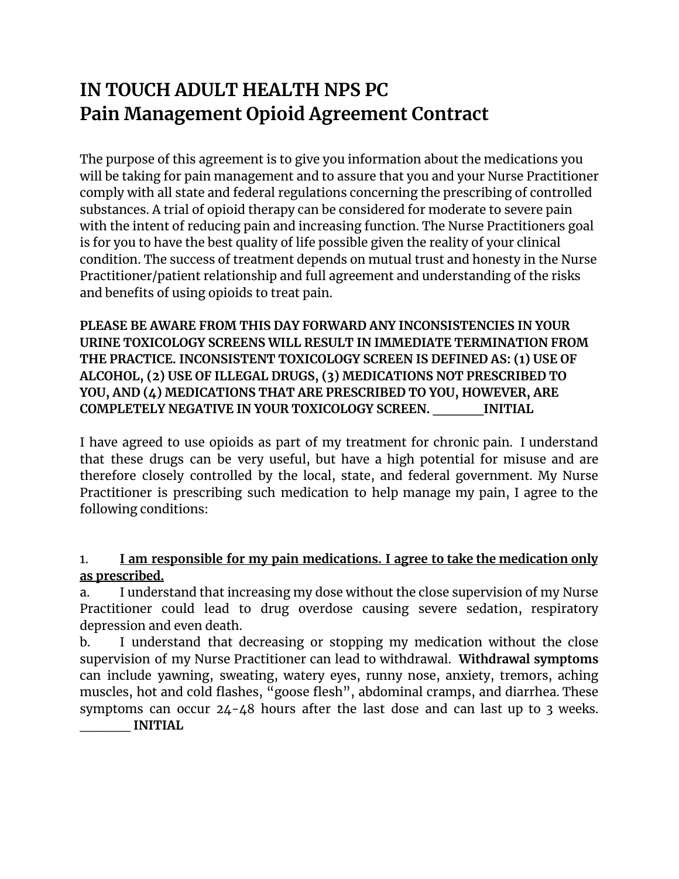# IN TOUCH ADULT HEALTH NPS PC
# Pain Management Opioid Agreement Contract

The purpose of this agreement is to give you information about the medications you will be taking for pain management and to assure that you and your Nurse Practitioner comply with all state and federal regulations concerning the prescribing of controlled substances. A trial of opioid therapy can be considered for moderate to severe pain with the intent of reducing pain and increasing function. The Nurse Practitioners goal is for you to have the best quality of life possible given the reality of your clinical condition. The success of treatment depends on mutual trust and honesty in the Nurse Practitioner/patient relationship and full agreement and understanding of the risks and benefits of using opioids to treat pain.

**PLEASE BE AWARE FROM THIS DAY FORWARD ANY INCONSISTENCIES IN YOUR URINE TOXICOLOGY SCREENS WILL RESULT IN IMMEDIATE TERMINATION FROM THE PRACTICE. INCONSISTENT TOXICOLOGY SCREEN IS DEFINED AS: (1) USE OF ALCOHOL, (2) USE OF ILLEGAL DRUGS, (3) MEDICATIONS NOT PRESCRIBED TO YOU, AND (4) MEDICATIONS THAT ARE PRESCRIBED TO YOU, HOWEVER, ARE COMPLETELY NEGATIVE IN YOUR TOXICOLOGY SCREEN. ________INITIAL**

I have agreed to use opioids as part of my treatment for chronic pain. I understand that these drugs can be very useful, but have a high potential for misuse and are therefore closely controlled by the local, state, and federal government. My Nurse Practitioner is prescribing such medication to help manage my pain, I agree to the following conditions:

1. **<u>I am responsible for my pain medications. I agree to take the medication only as prescribed.</u>**

a. I understand that increasing my dose without the close supervision of my Nurse Practitioner could lead to drug overdose causing severe sedation, respiratory depression and even death.

b. I understand that decreasing or stopping my medication without the close supervision of my Nurse Practitioner can lead to withdrawal. **Withdrawal symptoms** can include yawning, sweating, watery eyes, runny nose, anxiety, tremors, aching muscles, hot and cold flashes, "goose flesh", abdominal cramps, and diarrhea. These symptoms can occur 24-48 hours after the last dose and can last up to 3 weeks. ________ **INITIAL**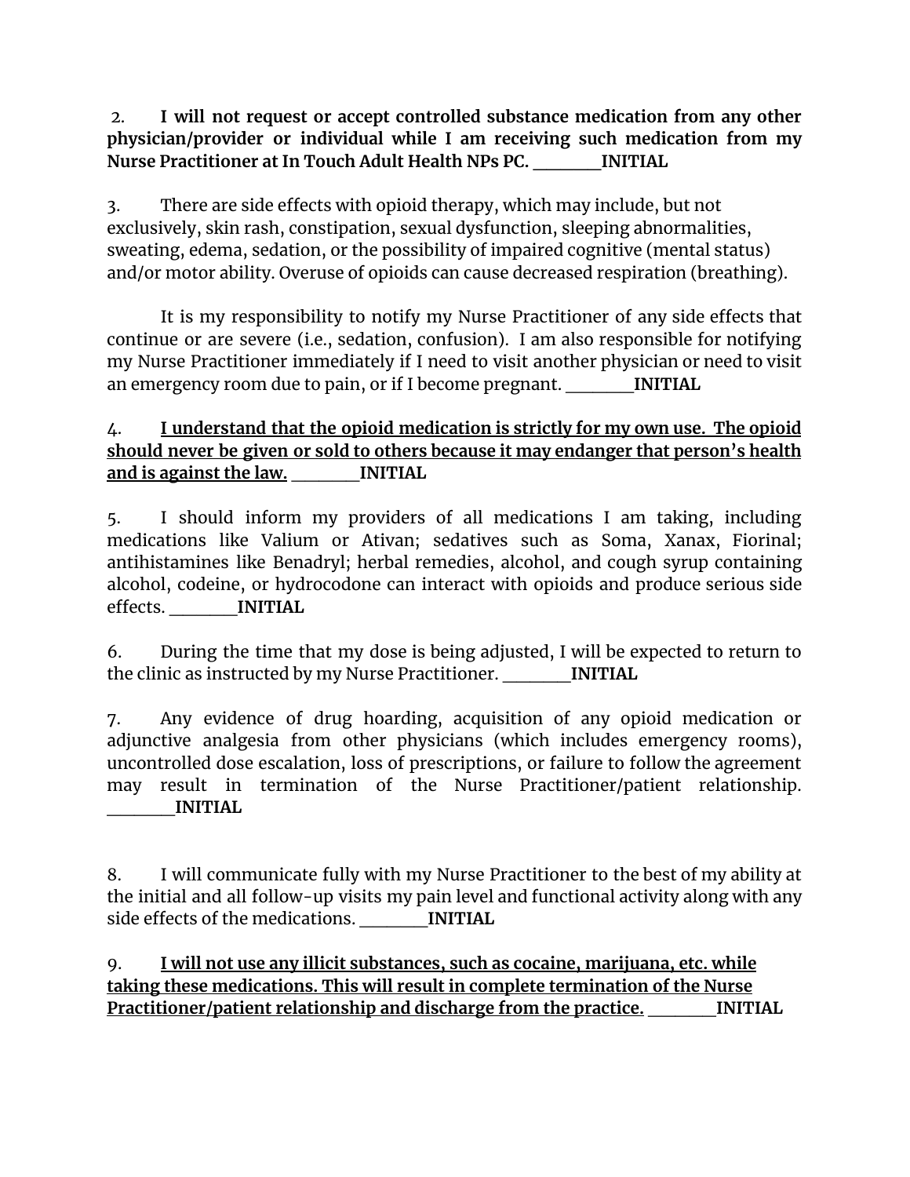2. **I will not request or accept controlled substance medication from any other physician/provider or individual while I am receiving such medication from my Nurse Practitioner at In Touch Adult Health NPs PC. ________INITIAL**

3. There are side effects with opioid therapy, which may include, but not exclusively, skin rash, constipation, sexual dysfunction, sleeping abnormalities, sweating, edema, sedation, or the possibility of impaired cognitive (mental status) and/or motor ability. Overuse of opioids can cause decreased respiration (breathing).

It is my responsibility to notify my Nurse Practitioner of any side effects that continue or are severe (i.e., sedation, confusion). I am also responsible for notifying my Nurse Practitioner immediately if I need to visit another physician or need to visit an emergency room due to pain, or if I become pregnant. ________**INITIAL**

4. **<u>I understand that the opioid medication is strictly for my own use. The opioid should never be given or sold to others because it may endanger that person's health and is against the law.</u> ________INITIAL**

5. I should inform my providers of all medications I am taking, including medications like Valium or Ativan; sedatives such as Soma, Xanax, Fiorinal; antihistamines like Benadryl; herbal remedies, alcohol, and cough syrup containing alcohol, codeine, or hydrocodone can interact with opioids and produce serious side effects. ________**INITIAL**

6. During the time that my dose is being adjusted, I will be expected to return to the clinic as instructed by my Nurse Practitioner. ________**INITIAL**

7. Any evidence of drug hoarding, acquisition of any opioid medication or adjunctive analgesia from other physicians (which includes emergency rooms), uncontrolled dose escalation, loss of prescriptions, or failure to follow the agreement may result in termination of the Nurse Practitioner/patient relationship. ________**INITIAL**

8. I will communicate fully with my Nurse Practitioner to the best of my ability at the initial and all follow-up visits my pain level and functional activity along with any side effects of the medications. ________**INITIAL**

9. **<u>I will not use any illicit substances, such as cocaine, marijuana, etc. while taking these medications. This will result in complete termination of the Nurse Practitioner/patient relationship and discharge from the practice.</u> ________INITIAL**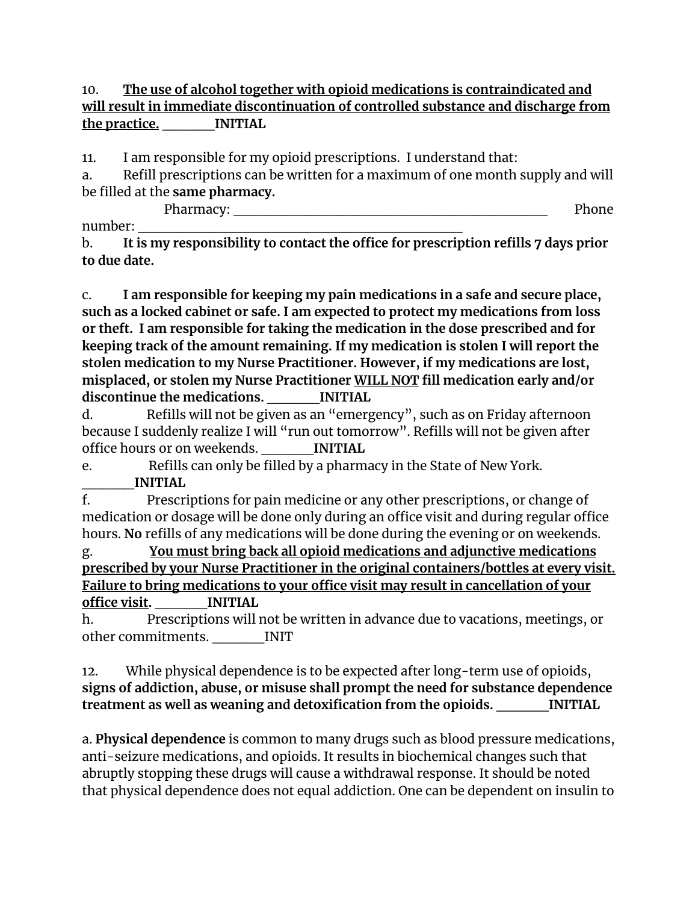10. **<u>The use of alcohol together with opioid medications is contraindicated and will result in immediate discontinuation of controlled substance and discharge from the practice.</u>** ________**INITIAL**

11. I am responsible for my opioid prescriptions. I understand that:

a. Refill prescriptions can be written for a maximum of one month supply and will be filled at the **same pharmacy.**

Pharmacy: ______________________________________________ Phone number: ________________________________________________

b. **It is my responsibility to contact the office for prescription refills 7 days prior to due date.**

c. **I am responsible for keeping my pain medications in a safe and secure place, such as a locked cabinet or safe. I am expected to protect my medications from loss or theft. I am responsible for taking the medication in the dose prescribed and for keeping track of the amount remaining. If my medication is stolen I will report the stolen medication to my Nurse Practitioner. However, if my medications are lost, misplaced, or stolen my Nurse Practitioner <u>WILL NOT</u> fill medication early and/or discontinue the medications.** ________**INITIAL**

d. Refills will not be given as an "emergency", such as on Friday afternoon because I suddenly realize I will "run out tomorrow". Refills will not be given after office hours or on weekends. ________**INITIAL**

e. Refills can only be filled by a pharmacy in the State of New York. ________**INITIAL**

f. Prescriptions for pain medicine or any other prescriptions, or change of medication or dosage will be done only during an office visit and during regular office hours. **No** refills of any medications will be done during the evening or on weekends.

g. **<u>You must bring back all opioid medications and adjunctive medications prescribed by your Nurse Practitioner in the original containers/bottles at every visit. Failure to bring medications to your office visit may result in cancellation of your office visit</u>. ________INITIAL**

h. Prescriptions will not be written in advance due to vacations, meetings, or other commitments. ________INIT

12. While physical dependence is to be expected after long-term use of opioids, **signs of addiction, abuse, or misuse shall prompt the need for substance dependence treatment as well as weaning and detoxification from the opioids. ________INITIAL**

a. **Physical dependence** is common to many drugs such as blood pressure medications, anti-seizure medications, and opioids. It results in biochemical changes such that abruptly stopping these drugs will cause a withdrawal response. It should be noted that physical dependence does not equal addiction. One can be dependent on insulin to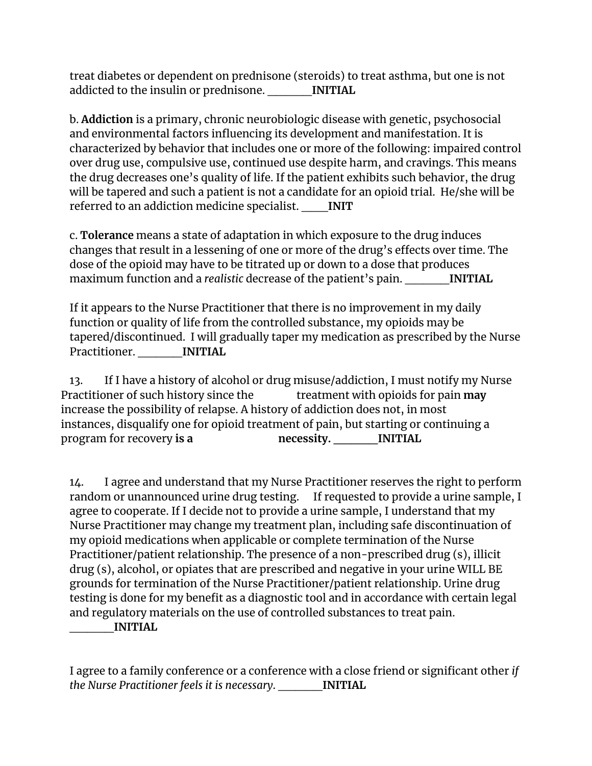treat diabetes or dependent on prednisone (steroids) to treat asthma, but one is not addicted to the insulin or prednisone. ________**INITIAL**

b. **Addiction** is a primary, chronic neurobiologic disease with genetic, psychosocial and environmental factors influencing its development and manifestation. It is characterized by behavior that includes one or more of the following: impaired control over drug use, compulsive use, continued use despite harm, and cravings. This means the drug decreases one's quality of life. If the patient exhibits such behavior, the drug will be tapered and such a patient is not a candidate for an opioid trial. He/she will be referred to an addiction medicine specialist. _____**INIT**

c. **Tolerance** means a state of adaptation in which exposure to the drug induces changes that result in a lessening of one or more of the drug's effects over time. The dose of the opioid may have to be titrated up or down to a dose that produces maximum function and a *realistic* decrease of the patient's pain. ________**INITIAL**

If it appears to the Nurse Practitioner that there is no improvement in my daily function or quality of life from the controlled substance, my opioids may be tapered/discontinued. I will gradually taper my medication as prescribed by the Nurse Practitioner. ________**INITIAL**

13. If I have a history of alcohol or drug misuse/addiction, I must notify my Nurse Practitioner of such history since the treatment with opioids for pain **may** increase the possibility of relapse. A history of addiction does not, in most instances, disqualify one for opioid treatment of pain, but starting or continuing a program for recovery **is a necessity.** ________**INITIAL**

14. I agree and understand that my Nurse Practitioner reserves the right to perform random or unannounced urine drug testing. If requested to provide a urine sample, I agree to cooperate. If I decide not to provide a urine sample, I understand that my Nurse Practitioner may change my treatment plan, including safe discontinuation of my opioid medications when applicable or complete termination of the Nurse Practitioner/patient relationship. The presence of a non-prescribed drug (s), illicit drug (s), alcohol, or opiates that are prescribed and negative in your urine WILL BE grounds for termination of the Nurse Practitioner/patient relationship. Urine drug testing is done for my benefit as a diagnostic tool and in accordance with certain legal and regulatory materials on the use of controlled substances to treat pain. ________**INITIAL**

I agree to a family conference or a conference with a close friend or significant other *if the Nurse Practitioner feels it is necessary.* ________**INITIAL**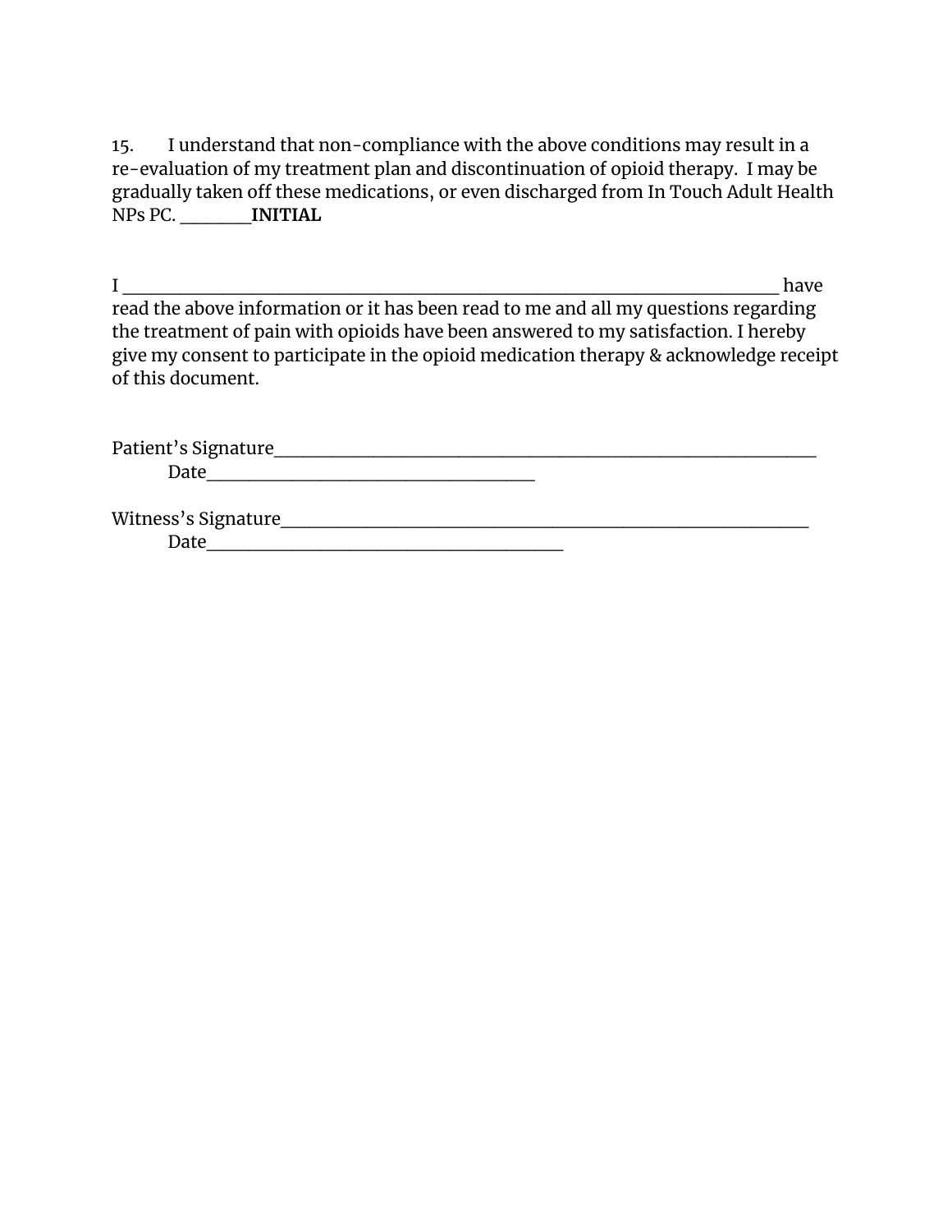15. I understand that non-compliance with the above conditions may result in a re-evaluation of my treatment plan and discontinuation of opioid therapy. I may be gradually taken off these medications, or even discharged from In Touch Adult Health NPs PC. ________**INITIAL**

I ______________________________________________________________________ have read the above information or it has been read to me and all my questions regarding the treatment of pain with opioids have been answered to my satisfaction. I hereby give my consent to participate in the opioid medication therapy & acknowledge receipt of this document.

Patient's Signature_____________________________________________________
Date__________________________________

Witness's Signature_____________________________________________________
Date_____________________________________